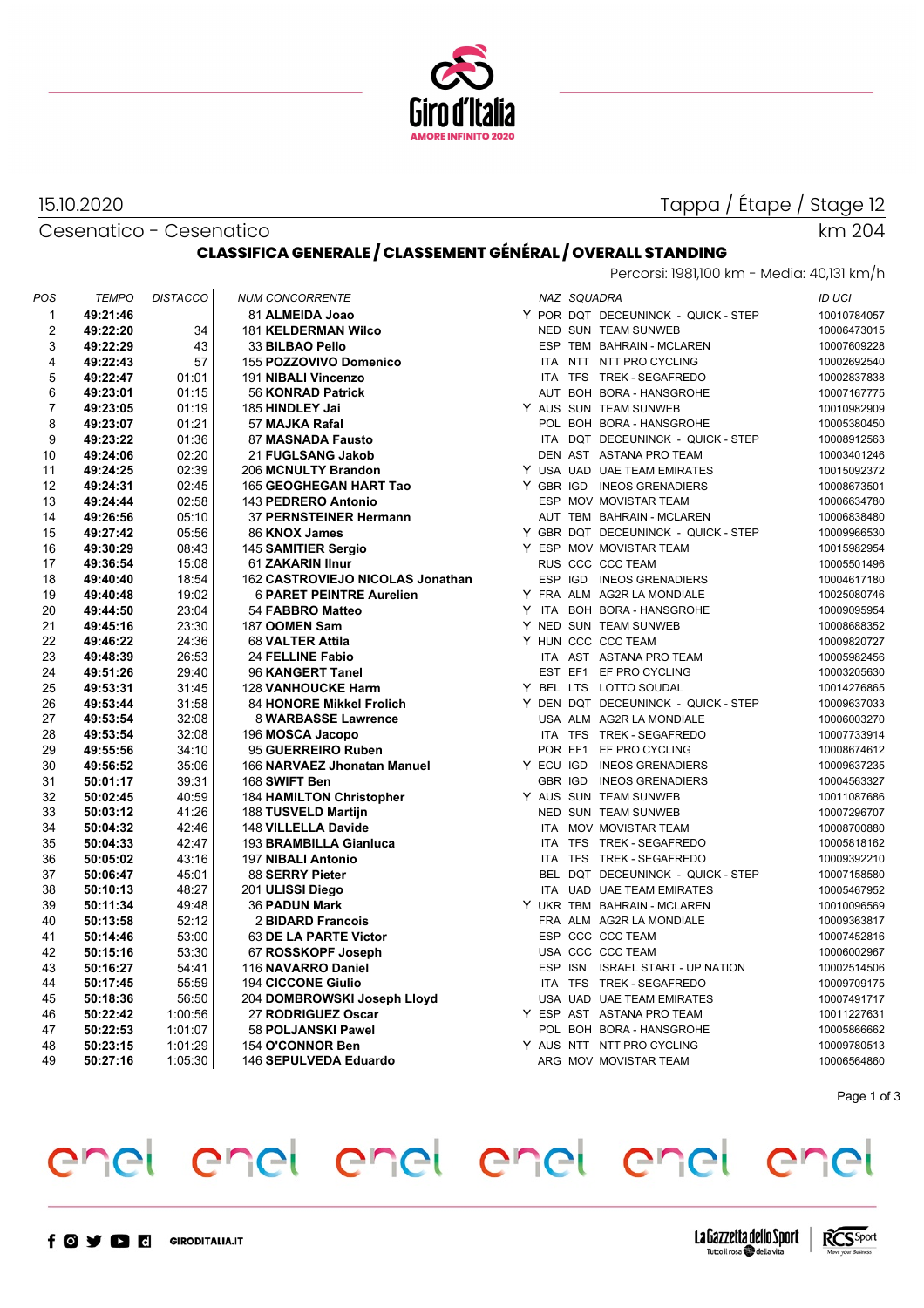15.10.2020

Tappa / Étape / Stage 12

Cesenatico - Cesenatico

km 204

## CLASSIFICA GENERALE / CLASSEMENT GÉNÉRAL / OVERALL STANDING

Percorsi: 1981,100 km - Media: 40,131 km/h

| POS | TEMPO | DISTACCO | NUM CONCORRENTE | | NAZ | SQUADRA | | ID UCI |
|---|---|---|---|---|---|---|---|---|
| 1 | **49:21:46** | | 81 **ALMEIDA Joao** | Y | POR | DQT | DECEUNINCK - QUICK - STEP | 10010784057 |
| 2 | **49:22:20** | 34 | 181 **KELDERMAN Wilco** | | NED | SUN | TEAM SUNWEB | 10006473015 |
| 3 | **49:22:29** | 43 | 33 **BILBAO Pello** | | ESP | TBM | BAHRAIN - MCLAREN | 10007609228 |
| 4 | **49:22:43** | 57 | 155 **POZZOVIVO Domenico** | | ITA | NTT | NTT PRO CYCLING | 10002692540 |
| 5 | **49:22:47** | 01:01 | 191 **NIBALI Vincenzo** | | ITA | TFS | TREK - SEGAFREDO | 10002837838 |
| 6 | **49:23:01** | 01:15 | 56 **KONRAD Patrick** | | AUT | BOH | BORA - HANSGROHE | 10007167775 |
| 7 | **49:23:05** | 01:19 | 185 **HINDLEY Jai** | Y | AUS | SUN | TEAM SUNWEB | 10010982909 |
| 8 | **49:23:07** | 01:21 | 57 **MAJKA Rafal** | | POL | BOH | BORA - HANSGROHE | 10005380450 |
| 9 | **49:23:22** | 01:36 | 87 **MASNADA Fausto** | | ITA | DQT | DECEUNINCK - QUICK - STEP | 10008912563 |
| 10 | **49:24:06** | 02:20 | 21 **FUGLSANG Jakob** | | DEN | AST | ASTANA PRO TEAM | 10003401246 |
| 11 | **49:24:25** | 02:39 | 206 **MCNULTY Brandon** | Y | USA | UAD | UAE TEAM EMIRATES | 10015092372 |
| 12 | **49:24:31** | 02:45 | 165 **GEOGHEGAN HART Tao** | Y | GBR | IGD | INEOS GRENADIERS | 10008673501 |
| 13 | **49:24:44** | 02:58 | 143 **PEDRERO Antonio** | | ESP | MOV | MOVISTAR TEAM | 10006634780 |
| 14 | **49:26:56** | 05:10 | 37 **PERNSTEINER Hermann** | | AUT | TBM | BAHRAIN - MCLAREN | 10006838480 |
| 15 | **49:27:42** | 05:56 | 86 **KNOX James** | Y | GBR | DQT | DECEUNINCK - QUICK - STEP | 10009966530 |
| 16 | **49:30:29** | 08:43 | 145 **SAMITIER Sergio** | Y | ESP | MOV | MOVISTAR TEAM | 10015982954 |
| 17 | **49:36:54** | 15:08 | 61 **ZAKARIN Ilnur** | | RUS | CCC | CCC TEAM | 10005501496 |
| 18 | **49:40:40** | 18:54 | 162 **CASTROVIEJO NICOLAS Jonathan** | | ESP | IGD | INEOS GRENADIERS | 10004617180 |
| 19 | **49:40:48** | 19:02 | 6 **PARET PEINTRE Aurelien** | Y | FRA | ALM | AG2R LA MONDIALE | 10025080746 |
| 20 | **49:44:50** | 23:04 | 54 **FABBRO Matteo** | Y | ITA | BOH | BORA - HANSGROHE | 10009095954 |
| 21 | **49:45:16** | 23:30 | 187 **OOMEN Sam** | Y | NED | SUN | TEAM SUNWEB | 10008688352 |
| 22 | **49:46:22** | 24:36 | 68 **VALTER Attila** | Y | HUN | CCC | CCC TEAM | 10009820727 |
| 23 | **49:48:39** | 26:53 | 24 **FELLINE Fabio** | | ITA | AST | ASTANA PRO TEAM | 10005982456 |
| 24 | **49:51:26** | 29:40 | 96 **KANGERT Tanel** | | EST | EF1 | EF PRO CYCLING | 10003205630 |
| 25 | **49:53:31** | 31:45 | 128 **VANHOUCKE Harm** | Y | BEL | LTS | LOTTO SOUDAL | 10014276865 |
| 26 | **49:53:44** | 31:58 | 84 **HONORE Mikkel Frolich** | Y | DEN | DQT | DECEUNINCK - QUICK - STEP | 10009637033 |
| 27 | **49:53:54** | 32:08 | 8 **WARBASSE Lawrence** | | USA | ALM | AG2R LA MONDIALE | 10006003270 |
| 28 | **49:53:54** | 32:08 | 196 **MOSCA Jacopo** | | ITA | TFS | TREK - SEGAFREDO | 10007733914 |
| 29 | **49:55:56** | 34:10 | 95 **GUERREIRO Ruben** | | POR | EF1 | EF PRO CYCLING | 10008674612 |
| 30 | **49:56:52** | 35:06 | 166 **NARVAEZ Jhonatan Manuel** | Y | ECU | IGD | INEOS GRENADIERS | 10009637235 |
| 31 | **50:01:17** | 39:31 | 168 **SWIFT Ben** | | GBR | IGD | INEOS GRENADIERS | 10004563327 |
| 32 | **50:02:45** | 40:59 | 184 **HAMILTON Christopher** | Y | AUS | SUN | TEAM SUNWEB | 10011087686 |
| 33 | **50:03:12** | 41:26 | 188 **TUSVELD Martijn** | | NED | SUN | TEAM SUNWEB | 10007296707 |
| 34 | **50:04:32** | 42:46 | 148 **VILLELLA Davide** | | ITA | MOV | MOVISTAR TEAM | 10008700880 |
| 35 | **50:04:33** | 42:47 | 193 **BRAMBILLA Gianluca** | | ITA | TFS | TREK - SEGAFREDO | 10005818162 |
| 36 | **50:05:02** | 43:16 | 197 **NIBALI Antonio** | | ITA | TFS | TREK - SEGAFREDO | 10009392210 |
| 37 | **50:06:47** | 45:01 | 88 **SERRY Pieter** | | BEL | DQT | DECEUNINCK - QUICK - STEP | 10007158580 |
| 38 | **50:10:13** | 48:27 | 201 **ULISSI Diego** | | ITA | UAD | UAE TEAM EMIRATES | 10005467952 |
| 39 | **50:11:34** | 49:48 | 36 **PADUN Mark** | Y | UKR | TBM | BAHRAIN - MCLAREN | 10010096569 |
| 40 | **50:13:58** | 52:12 | 2 **BIDARD Francois** | | FRA | ALM | AG2R LA MONDIALE | 10009363817 |
| 41 | **50:14:46** | 53:00 | 63 **DE LA PARTE Victor** | | ESP | CCC | CCC TEAM | 10007452816 |
| 42 | **50:15:16** | 53:30 | 67 **ROSSKOPF Joseph** | | USA | CCC | CCC TEAM | 10006002967 |
| 43 | **50:16:27** | 54:41 | 116 **NAVARRO Daniel** | | ESP | ISN | ISRAEL START - UP NATION | 10002514506 |
| 44 | **50:17:45** | 55:59 | 194 **CICCONE Giulio** | | ITA | TFS | TREK - SEGAFREDO | 10009709175 |
| 45 | **50:18:36** | 56:50 | 204 **DOMBROWSKI Joseph Lloyd** | | USA | UAD | UAE TEAM EMIRATES | 10007491717 |
| 46 | **50:22:42** | 1:00:56 | 27 **RODRIGUEZ Oscar** | Y | ESP | AST | ASTANA PRO TEAM | 10011227631 |
| 47 | **50:22:53** | 1:01:07 | 58 **POLJANSKI Pawel** | | POL | BOH | BORA - HANSGROHE | 10005866662 |
| 48 | **50:23:15** | 1:01:29 | 154 **O'CONNOR Ben** | Y | AUS | NTT | NTT PRO CYCLING | 10009780513 |
| 49 | **50:27:16** | 1:05:30 | 146 **SEPULVEDA Eduardo** | | ARG | MOV | MOVISTAR TEAM | 10006564860 |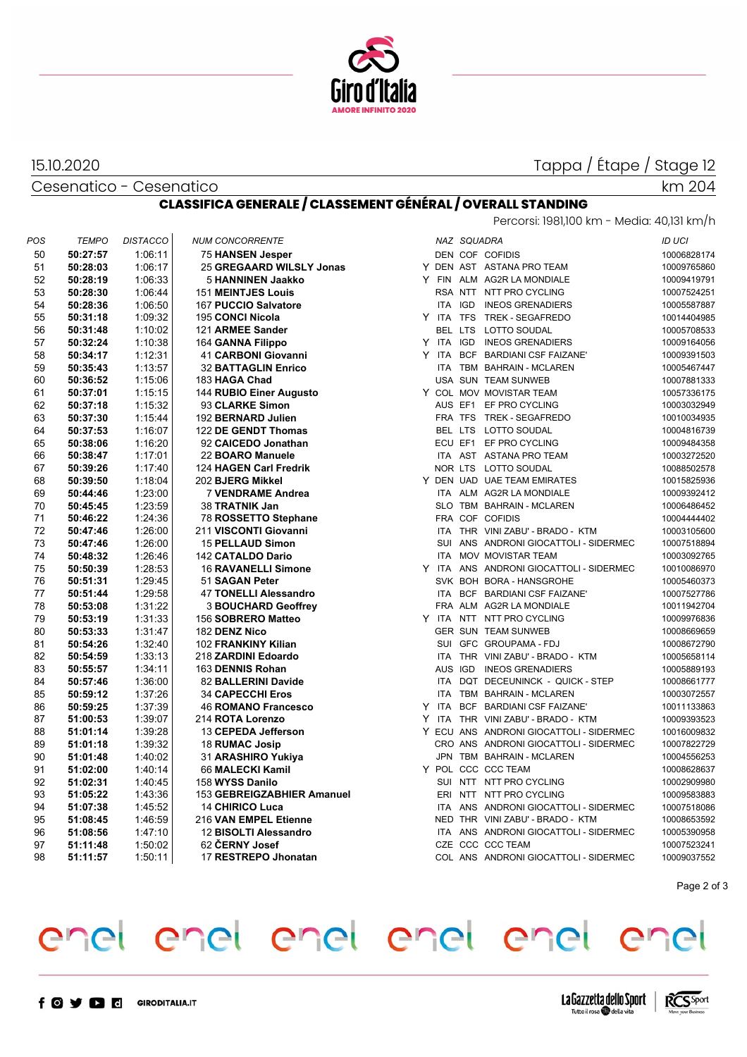15.10.2020

Tappa / Étape / Stage 12

Cesenatico - Cesenatico

km 204

## CLASSIFICA GENERALE / CLASSEMENT GÉNÉRAL / OVERALL STANDING

Percorsi: 1981,100 km - Media: 40,131 km/h

| POS | TEMPO | DISTACCO | NUM CONCORRENTE | | NAZ | SQUADRA | | ID UCI |
|---|---|---|---|---|---|---|---|---|
| 50 | **50:27:57** | 1:06:11 | 75 **HANSEN Jesper** | | DEN | COF | COFIDIS | 10006828174 |
| 51 | **50:28:03** | 1:06:17 | 25 **GREGAARD WILSLY Jonas** | Y | DEN | AST | ASTANA PRO TEAM | 10009765860 |
| 52 | **50:28:19** | 1:06:33 | 5 **HANNINEN Jaakko** | Y | FIN | ALM | AG2R LA MONDIALE | 10009419791 |
| 53 | **50:28:30** | 1:06:44 | 151 **MEINTJES Louis** | | RSA | NTT | NTT PRO CYCLING | 10007524251 |
| 54 | **50:28:36** | 1:06:50 | 167 **PUCCIO Salvatore** | | ITA | IGD | INEOS GRENADIERS | 10005587887 |
| 55 | **50:31:18** | 1:09:32 | 195 **CONCI Nicola** | Y | ITA | TFS | TREK - SEGAFREDO | 10014404985 |
| 56 | **50:31:48** | 1:10:02 | 121 **ARMEE Sander** | | BEL | LTS | LOTTO SOUDAL | 10005708533 |
| 57 | **50:32:24** | 1:10:38 | 164 **GANNA Filippo** | Y | ITA | IGD | INEOS GRENADIERS | 10009164056 |
| 58 | **50:34:17** | 1:12:31 | 41 **CARBONI Giovanni** | Y | ITA | BCF | BARDIANI CSF FAIZANE' | 10009391503 |
| 59 | **50:35:43** | 1:13:57 | 32 **BATTAGLIN Enrico** | | ITA | TBM | BAHRAIN - MCLAREN | 10005467447 |
| 60 | **50:36:52** | 1:15:06 | 183 **HAGA Chad** | | USA | SUN | TEAM SUNWEB | 10007881333 |
| 61 | **50:37:01** | 1:15:15 | 144 **RUBIO Einer Augusto** | Y | COL | MOV | MOVISTAR TEAM | 10057336175 |
| 62 | **50:37:18** | 1:15:32 | 93 **CLARKE Simon** | | AUS | EF1 | EF PRO CYCLING | 10003032949 |
| 63 | **50:37:30** | 1:15:44 | 192 **BERNARD Julien** | | FRA | TFS | TREK - SEGAFREDO | 10010034935 |
| 64 | **50:37:53** | 1:16:07 | 122 **DE GENDT Thomas** | | BEL | LTS | LOTTO SOUDAL | 10004816739 |
| 65 | **50:38:06** | 1:16:20 | 92 **CAICEDO Jonathan** | | ECU | EF1 | EF PRO CYCLING | 10009484358 |
| 66 | **50:38:47** | 1:17:01 | 22 **BOARO Manuele** | | ITA | AST | ASTANA PRO TEAM | 10003272520 |
| 67 | **50:39:26** | 1:17:40 | 124 **HAGEN Carl Fredrik** | | NOR | LTS | LOTTO SOUDAL | 10088502578 |
| 68 | **50:39:50** | 1:18:04 | 202 **BJERG Mikkel** | Y | DEN | UAD | UAE TEAM EMIRATES | 10015825936 |
| 69 | **50:44:46** | 1:23:00 | 7 **VENDRAME Andrea** | | ITA | ALM | AG2R LA MONDIALE | 10009392412 |
| 70 | **50:45:45** | 1:23:59 | 38 **TRATNIK Jan** | | SLO | TBM | BAHRAIN - MCLAREN | 10006486452 |
| 71 | **50:46:22** | 1:24:36 | 78 **ROSSETTO Stephane** | | FRA | COF | COFIDIS | 10004444402 |
| 72 | **50:47:46** | 1:26:00 | 211 **VISCONTI Giovanni** | | ITA | THR | VINI ZABU' - BRADO - KTM | 10003105600 |
| 73 | **50:47:46** | 1:26:00 | 15 **PELLAUD Simon** | | SUI | ANS | ANDRONI GIOCATTOLI - SIDERMEC | 10007518894 |
| 74 | **50:48:32** | 1:26:46 | 142 **CATALDO Dario** | | ITA | MOV | MOVISTAR TEAM | 10003092765 |
| 75 | **50:50:39** | 1:28:53 | 16 **RAVANELLI Simone** | Y | ITA | ANS | ANDRONI GIOCATTOLI - SIDERMEC | 10010086970 |
| 76 | **50:51:31** | 1:29:45 | 51 **SAGAN Peter** | | SVK | BOH | BORA - HANSGROHE | 10005460373 |
| 77 | **50:51:44** | 1:29:58 | 47 **TONELLI Alessandro** | | ITA | BCF | BARDIANI CSF FAIZANE' | 10007527786 |
| 78 | **50:53:08** | 1:31:22 | 3 **BOUCHARD Geoffrey** | | FRA | ALM | AG2R LA MONDIALE | 10011942704 |
| 79 | **50:53:19** | 1:31:33 | 156 **SOBRERO Matteo** | Y | ITA | NTT | NTT PRO CYCLING | 10009976836 |
| 80 | **50:53:33** | 1:31:47 | 182 **DENZ Nico** | | GER | SUN | TEAM SUNWEB | 10008669659 |
| 81 | **50:54:26** | 1:32:40 | 102 **FRANKINY Kilian** | | SUI | GFC | GROUPAMA - FDJ | 10008672790 |
| 82 | **50:54:59** | 1:33:13 | 218 **ZARDINI Edoardo** | | ITA | THR | VINI ZABU' - BRADO - KTM | 10005658114 |
| 83 | **50:55:57** | 1:34:11 | 163 **DENNIS Rohan** | | AUS | IGD | INEOS GRENADIERS | 10005889193 |
| 84 | **50:57:46** | 1:36:00 | 82 **BALLERINI Davide** | | ITA | DQT | DECEUNINCK - QUICK - STEP | 10008661777 |
| 85 | **50:59:12** | 1:37:26 | 34 **CAPECCHI Eros** | | ITA | TBM | BAHRAIN - MCLAREN | 10003072557 |
| 86 | **50:59:25** | 1:37:39 | 46 **ROMANO Francesco** | Y | ITA | BCF | BARDIANI CSF FAIZANE' | 10011133863 |
| 87 | **51:00:53** | 1:39:07 | 214 **ROTA Lorenzo** | Y | ITA | THR | VINI ZABU' - BRADO - KTM | 10009393523 |
| 88 | **51:01:14** | 1:39:28 | 13 **CEPEDA Jefferson** | Y | ECU | ANS | ANDRONI GIOCATTOLI - SIDERMEC | 10016009832 |
| 89 | **51:01:18** | 1:39:32 | 18 **RUMAC Josip** | | CRO | ANS | ANDRONI GIOCATTOLI - SIDERMEC | 10007822729 |
| 90 | **51:01:48** | 1:40:02 | 31 **ARASHIRO Yukiya** | | JPN | TBM | BAHRAIN - MCLAREN | 10004556253 |
| 91 | **51:02:00** | 1:40:14 | 66 **MALECKI Kamil** | Y | POL | CCC | CCC TEAM | 10008628637 |
| 92 | **51:02:31** | 1:40:45 | 158 **WYSS Danilo** | | SUI | NTT | NTT PRO CYCLING | 10002909980 |
| 93 | **51:05:22** | 1:43:36 | 153 **GEBREIGZABHIER Amanuel** | | ERI | NTT | NTT PRO CYCLING | 10009583883 |
| 94 | **51:07:38** | 1:45:52 | 14 **CHIRICO Luca** | | ITA | ANS | ANDRONI GIOCATTOLI - SIDERMEC | 10007518086 |
| 95 | **51:08:45** | 1:46:59 | 216 **VAN EMPEL Etienne** | | NED | THR | VINI ZABU' - BRADO - KTM | 10008653592 |
| 96 | **51:08:56** | 1:47:10 | 12 **BISOLTI Alessandro** | | ITA | ANS | ANDRONI GIOCATTOLI - SIDERMEC | 10005390958 |
| 97 | **51:11:48** | 1:50:02 | 62 **ČERNY Josef** | | CZE | CCC | CCC TEAM | 10007523241 |
| 98 | **51:11:57** | 1:50:11 | 17 **RESTREPO Jhonatan** | | COL | ANS | ANDRONI GIOCATTOLI - SIDERMEC | 10009037552 |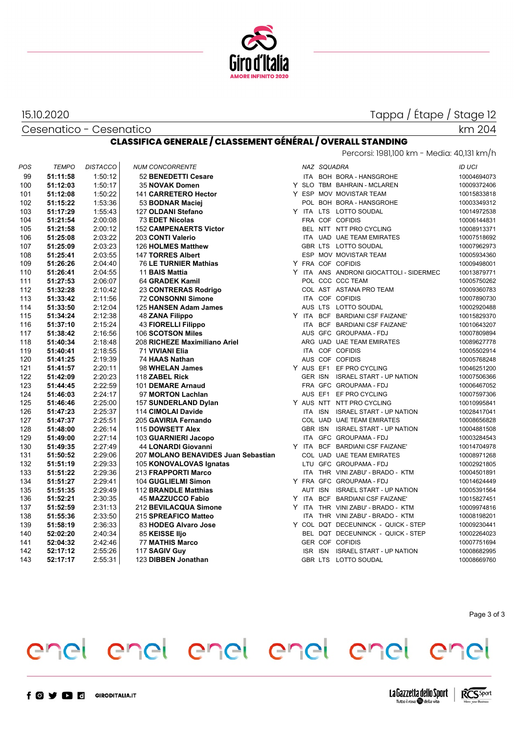15.10.2020

Tappa / Étape / Stage 12

Cesenatico - Cesenatico

km 204

## CLASSIFICA GENERALE / CLASSEMENT GÉNÉRAL / OVERALL STANDING

Percorsi: 1981,100 km - Media: 40,131 km/h

| POS | TEMPO | DISTACCO | NUM CONCORRENTE | | NAZ | SQUADRA | | ID UCI |
|---|---|---|---|---|---|---|---|---|
| 99 | **51:11:58** | 1:50:12 | 52 **BENEDETTI Cesare** | | ITA | BOH | BORA - HANSGROHE | 10004694073 |
| 100 | **51:12:03** | 1:50:17 | 35 **NOVAK Domen** | Y | SLO | TBM | BAHRAIN - MCLAREN | 10009372406 |
| 101 | **51:12:08** | 1:50:22 | 141 **CARRETERO Hector** | Y | ESP | MOV | MOVISTAR TEAM | 10015833818 |
| 102 | **51:15:22** | 1:53:36 | 53 **BODNAR Maciej** | | POL | BOH | BORA - HANSGROHE | 10003349312 |
| 103 | **51:17:29** | 1:55:43 | 127 **OLDANI Stefano** | Y | ITA | LTS | LOTTO SOUDAL | 10014972538 |
| 104 | **51:21:54** | 2:00:08 | 73 **EDET Nicolas** | | FRA | COF | COFIDIS | 10006144831 |
| 105 | **51:21:58** | 2:00:12 | 152 **CAMPENAERTS Victor** | | BEL | NTT | NTT PRO CYCLING | 10008913371 |
| 106 | **51:25:08** | 2:03:22 | 203 **CONTI Valerio** | | ITA | UAD | UAE TEAM EMIRATES | 10007518692 |
| 107 | **51:25:09** | 2:03:23 | 126 **HOLMES Matthew** | | GBR | LTS | LOTTO SOUDAL | 10007962973 |
| 108 | **51:25:41** | 2:03:55 | 147 **TORRES Albert** | | ESP | MOV | MOVISTAR TEAM | 10005934360 |
| 109 | **51:26:26** | 2:04:40 | 76 **LE TURNIER Mathias** | Y | FRA | COF | COFIDIS | 10009498001 |
| 110 | **51:26:41** | 2:04:55 | 11 **BAIS Mattia** | Y | ITA | ANS | ANDRONI GIOCATTOLI - SIDERMEC | 10013879771 |
| 111 | **51:27:53** | 2:06:07 | 64 **GRADEK Kamil** | | POL | CCC | CCC TEAM | 10005750262 |
| 112 | **51:32:28** | 2:10:42 | 23 **CONTRERAS Rodrigo** | | COL | AST | ASTANA PRO TEAM | 10009360783 |
| 113 | **51:33:42** | 2:11:56 | 72 **CONSONNI Simone** | | ITA | COF | COFIDIS | 10007890730 |
| 114 | **51:33:50** | 2:12:04 | 125 **HANSEN Adam James** | | AUS | LTS | LOTTO SOUDAL | 10002920488 |
| 115 | **51:34:24** | 2:12:38 | 48 **ZANA Filippo** | Y | ITA | BCF | BARDIANI CSF FAIZANE' | 10015829370 |
| 116 | **51:37:10** | 2:15:24 | 43 **FIORELLI Filippo** | | ITA | BCF | BARDIANI CSF FAIZANE' | 10010643207 |
| 117 | **51:38:42** | 2:16:56 | 106 **SCOTSON Miles** | | AUS | GFC | GROUPAMA - FDJ | 10007809894 |
| 118 | **51:40:34** | 2:18:48 | 208 **RICHEZE Maximiliano Ariel** | | ARG | UAD | UAE TEAM EMIRATES | 10089627778 |
| 119 | **51:40:41** | 2:18:55 | 71 **VIVIANI Elia** | | ITA | COF | COFIDIS | 10005502914 |
| 120 | **51:41:25** | 2:19:39 | 74 **HAAS Nathan** | | AUS | COF | COFIDIS | 10005768248 |
| 121 | **51:41:57** | 2:20:11 | 98 **WHELAN James** | Y | AUS | EF1 | EF PRO CYCLING | 10046251200 |
| 122 | **51:42:09** | 2:20:23 | 118 **ZABEL Rick** | | GER | ISN | ISRAEL START - UP NATION | 10007506366 |
| 123 | **51:44:45** | 2:22:59 | 101 **DEMARE Arnaud** | | FRA | GFC | GROUPAMA - FDJ | 10006467052 |
| 124 | **51:46:03** | 2:24:17 | 97 **MORTON Lachlan** | | AUS | EF1 | EF PRO CYCLING | 10007597306 |
| 125 | **51:46:46** | 2:25:00 | 157 **SUNDERLAND Dylan** | Y | AUS | NTT | NTT PRO CYCLING | 10010995841 |
| 126 | **51:47:23** | 2:25:37 | 114 **CIMOLAI Davide** | | ITA | ISN | ISRAEL START - UP NATION | 10028417041 |
| 127 | **51:47:37** | 2:25:51 | 205 **GAVIRIA Fernando** | | COL | UAD | UAE TEAM EMIRATES | 10008656828 |
| 128 | **51:48:00** | 2:26:14 | 115 **DOWSETT Alex** | | GBR | ISN | ISRAEL START - UP NATION | 10004881508 |
| 129 | **51:49:00** | 2:27:14 | 103 **GUARNIERI Jacopo** | | ITA | GFC | GROUPAMA - FDJ | 10003284543 |
| 130 | **51:49:35** | 2:27:49 | 44 **LONARDI Giovanni** | Y | ITA | BCF | BARDIANI CSF FAIZANE' | 10014704978 |
| 131 | **51:50:52** | 2:29:06 | 207 **MOLANO BENAVIDES Juan Sebastian** | | COL | UAD | UAE TEAM EMIRATES | 10008971268 |
| 132 | **51:51:19** | 2:29:33 | 105 **KONOVALOVAS Ignatas** | | LTU | GFC | GROUPAMA - FDJ | 10002921805 |
| 133 | **51:51:22** | 2:29:36 | 213 **FRAPPORTI Marco** | | ITA | THR | VINI ZABU' - BRADO - KTM | 10004501891 |
| 134 | **51:51:27** | 2:29:41 | 104 **GUGLIELMI Simon** | Y | FRA | GFC | GROUPAMA - FDJ | 10014624449 |
| 135 | **51:51:35** | 2:29:49 | 112 **BRANDLE Matthias** | | AUT | ISN | ISRAEL START - UP NATION | 10005391564 |
| 136 | **51:52:21** | 2:30:35 | 45 **MAZZUCCO Fabio** | Y | ITA | BCF | BARDIANI CSF FAIZANE' | 10015827451 |
| 137 | **51:52:59** | 2:31:13 | 212 **BEVILACQUA Simone** | Y | ITA | THR | VINI ZABU' - BRADO - KTM | 10009974816 |
| 138 | **51:55:36** | 2:33:50 | 215 **SPREAFICO Matteo** | | ITA | THR | VINI ZABU' - BRADO - KTM | 10008198201 |
| 139 | **51:58:19** | 2:36:33 | 83 **HODEG Alvaro Jose** | Y | COL | DQT | DECEUNINCK - QUICK - STEP | 10009230441 |
| 140 | **52:02:20** | 2:40:34 | 85 **KEISSE Iljo** | | BEL | DQT | DECEUNINCK - QUICK - STEP | 10002264023 |
| 141 | **52:04:32** | 2:42:46 | 77 **MATHIS Marco** | | GER | COF | COFIDIS | 10007751694 |
| 142 | **52:17:12** | 2:55:26 | 117 **SAGIV Guy** | | ISR | ISN | ISRAEL START - UP NATION | 10008682995 |
| 143 | **52:17:17** | 2:55:31 | 123 **DIBBEN Jonathan** | | GBR | LTS | LOTTO SOUDAL | 10008669760 |